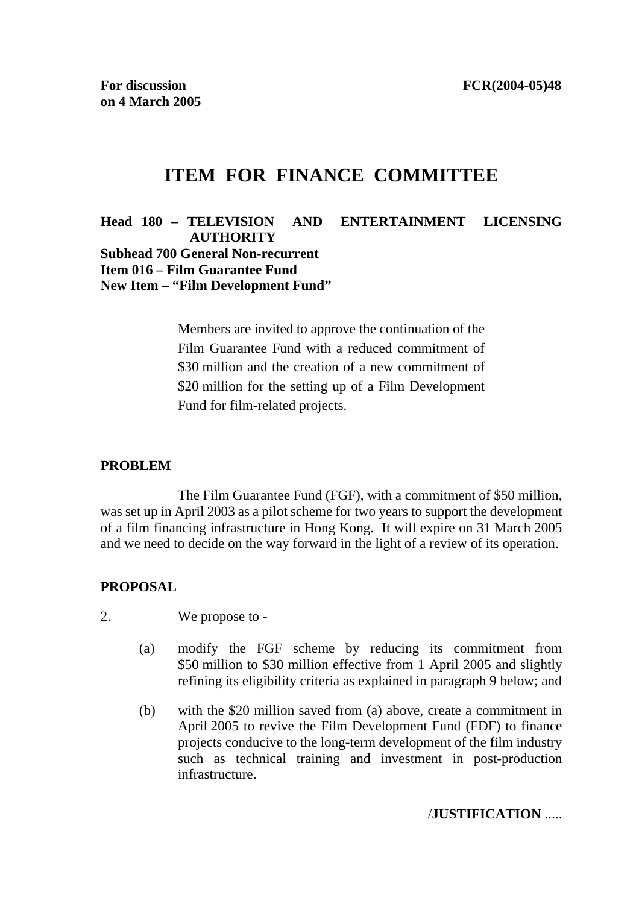**For discussion on 4 March 2005**

**FCR(2004-05)48**

# ITEM FOR FINANCE COMMITTEE

**Head 180 – TELEVISION AND ENTERTAINMENT LICENSING AUTHORITY**
**Subhead 700 General Non-recurrent**
**Item 016 – Film Guarantee Fund**
**New Item – "Film Development Fund"**

Members are invited to approve the continuation of the Film Guarantee Fund with a reduced commitment of $30 million and the creation of a new commitment of $20 million for the setting up of a Film Development Fund for film-related projects.

## PROBLEM

The Film Guarantee Fund (FGF), with a commitment of $50 million, was set up in April 2003 as a pilot scheme for two years to support the development of a film financing infrastructure in Hong Kong. It will expire on 31 March 2005 and we need to decide on the way forward in the light of a review of its operation.

## PROPOSAL

2. We propose to -

(a) modify the FGF scheme by reducing its commitment from $50 million to $30 million effective from 1 April 2005 and slightly refining its eligibility criteria as explained in paragraph 9 below; and

(b) with the $20 million saved from (a) above, create a commitment in April 2005 to revive the Film Development Fund (FDF) to finance projects conducive to the long-term development of the film industry such as technical training and investment in post-production infrastructure.

/**JUSTIFICATION** .....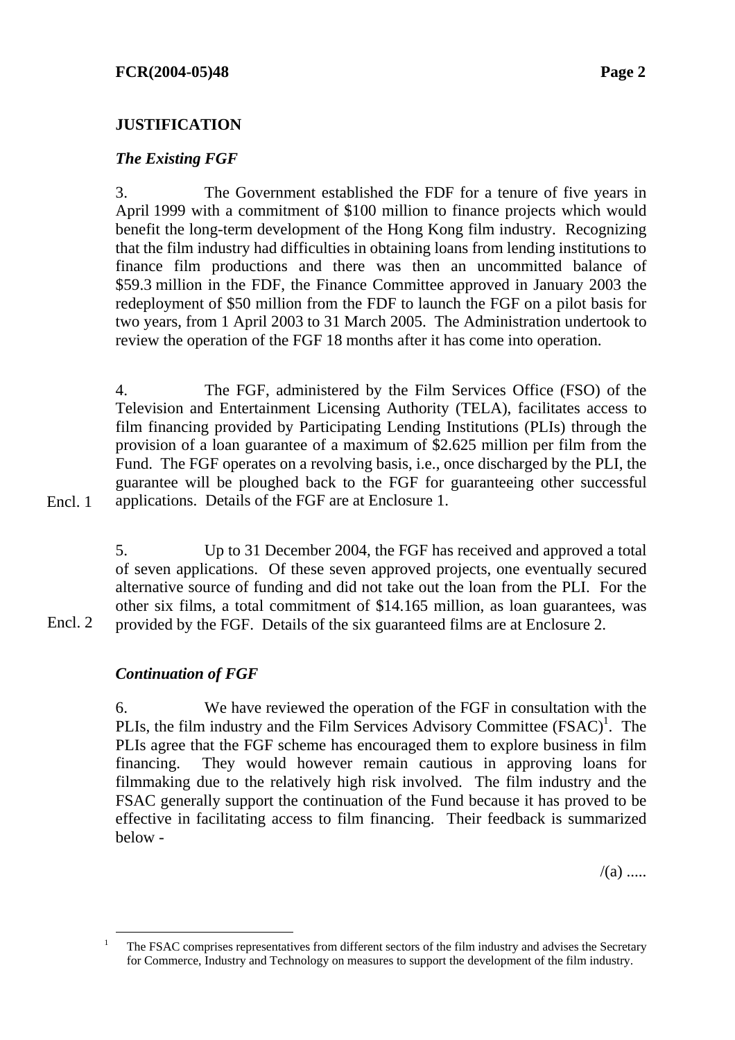## JUSTIFICATION

### *The Existing FGF*

3. The Government established the FDF for a tenure of five years in April 1999 with a commitment of $100 million to finance projects which would benefit the long-term development of the Hong Kong film industry. Recognizing that the film industry had difficulties in obtaining loans from lending institutions to finance film productions and there was then an uncommitted balance of $59.3 million in the FDF, the Finance Committee approved in January 2003 the redeployment of $50 million from the FDF to launch the FGF on a pilot basis for two years, from 1 April 2003 to 31 March 2005. The Administration undertook to review the operation of the FGF 18 months after it has come into operation.

4. The FGF, administered by the Film Services Office (FSO) of the Television and Entertainment Licensing Authority (TELA), facilitates access to film financing provided by Participating Lending Institutions (PLIs) through the provision of a loan guarantee of a maximum of $2.625 million per film from the Fund. The FGF operates on a revolving basis, i.e., once discharged by the PLI, the guarantee will be ploughed back to the FGF for guaranteeing other successful applications. Details of the FGF are at Enclosure 1.

Encl. 1

5. Up to 31 December 2004, the FGF has received and approved a total of seven applications. Of these seven approved projects, one eventually secured alternative source of funding and did not take out the loan from the PLI. For the other six films, a total commitment of $14.165 million, as loan guarantees, was provided by the FGF. Details of the six guaranteed films are at Enclosure 2.

Encl. 2

### *Continuation of FGF*

6. We have reviewed the operation of the FGF in consultation with the PLIs, the film industry and the Film Services Advisory Committee (FSAC)[1]. The PLIs agree that the FGF scheme has encouraged them to explore business in film financing. They would however remain cautious in approving loans for filmmaking due to the relatively high risk involved. The film industry and the FSAC generally support the continuation of the Fund because it has proved to be effective in facilitating access to film financing. Their feedback is summarized below -

---

[1] The FSAC comprises representatives from different sectors of the film industry and advises the Secretary for Commerce, Industry and Technology on measures to support the development of the film industry.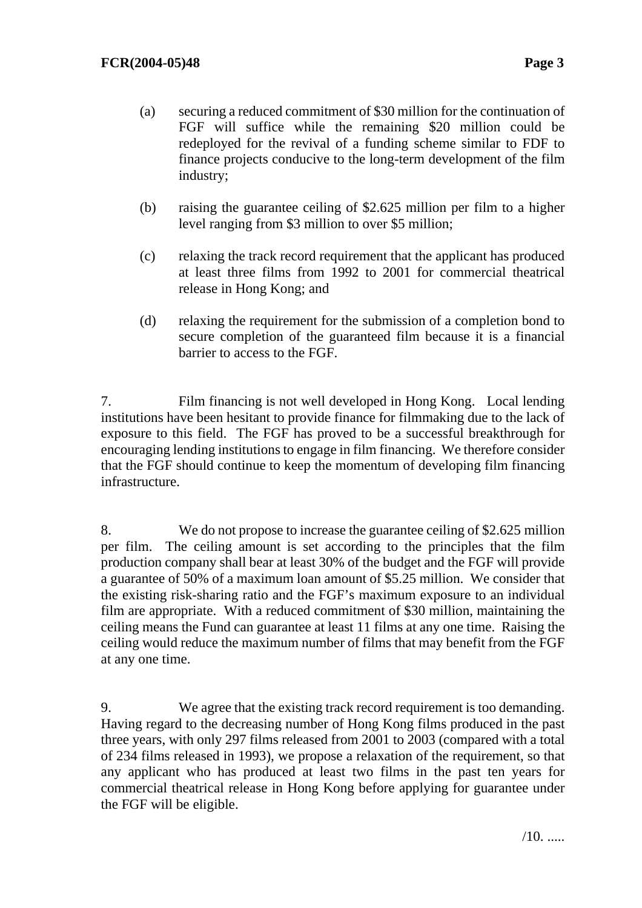(a) securing a reduced commitment of $30 million for the continuation of FGF will suffice while the remaining $20 million could be redeployed for the revival of a funding scheme similar to FDF to finance projects conducive to the long-term development of the film industry;

(b) raising the guarantee ceiling of $2.625 million per film to a higher level ranging from $3 million to over $5 million;

(c) relaxing the track record requirement that the applicant has produced at least three films from 1992 to 2001 for commercial theatrical release in Hong Kong; and

(d) relaxing the requirement for the submission of a completion bond to secure completion of the guaranteed film because it is a financial barrier to access to the FGF.

7. Film financing is not well developed in Hong Kong. Local lending institutions have been hesitant to provide finance for filmmaking due to the lack of exposure to this field. The FGF has proved to be a successful breakthrough for encouraging lending institutions to engage in film financing. We therefore consider that the FGF should continue to keep the momentum of developing film financing infrastructure.

8. We do not propose to increase the guarantee ceiling of $2.625 million per film. The ceiling amount is set according to the principles that the film production company shall bear at least 30% of the budget and the FGF will provide a guarantee of 50% of a maximum loan amount of $5.25 million. We consider that the existing risk-sharing ratio and the FGF's maximum exposure to an individual film are appropriate. With a reduced commitment of $30 million, maintaining the ceiling means the Fund can guarantee at least 11 films at any one time. Raising the ceiling would reduce the maximum number of films that may benefit from the FGF at any one time.

9. We agree that the existing track record requirement is too demanding. Having regard to the decreasing number of Hong Kong films produced in the past three years, with only 297 films released from 2001 to 2003 (compared with a total of 234 films released in 1993), we propose a relaxation of the requirement, so that any applicant who has produced at least two films in the past ten years for commercial theatrical release in Hong Kong before applying for guarantee under the FGF will be eligible.

/10. .....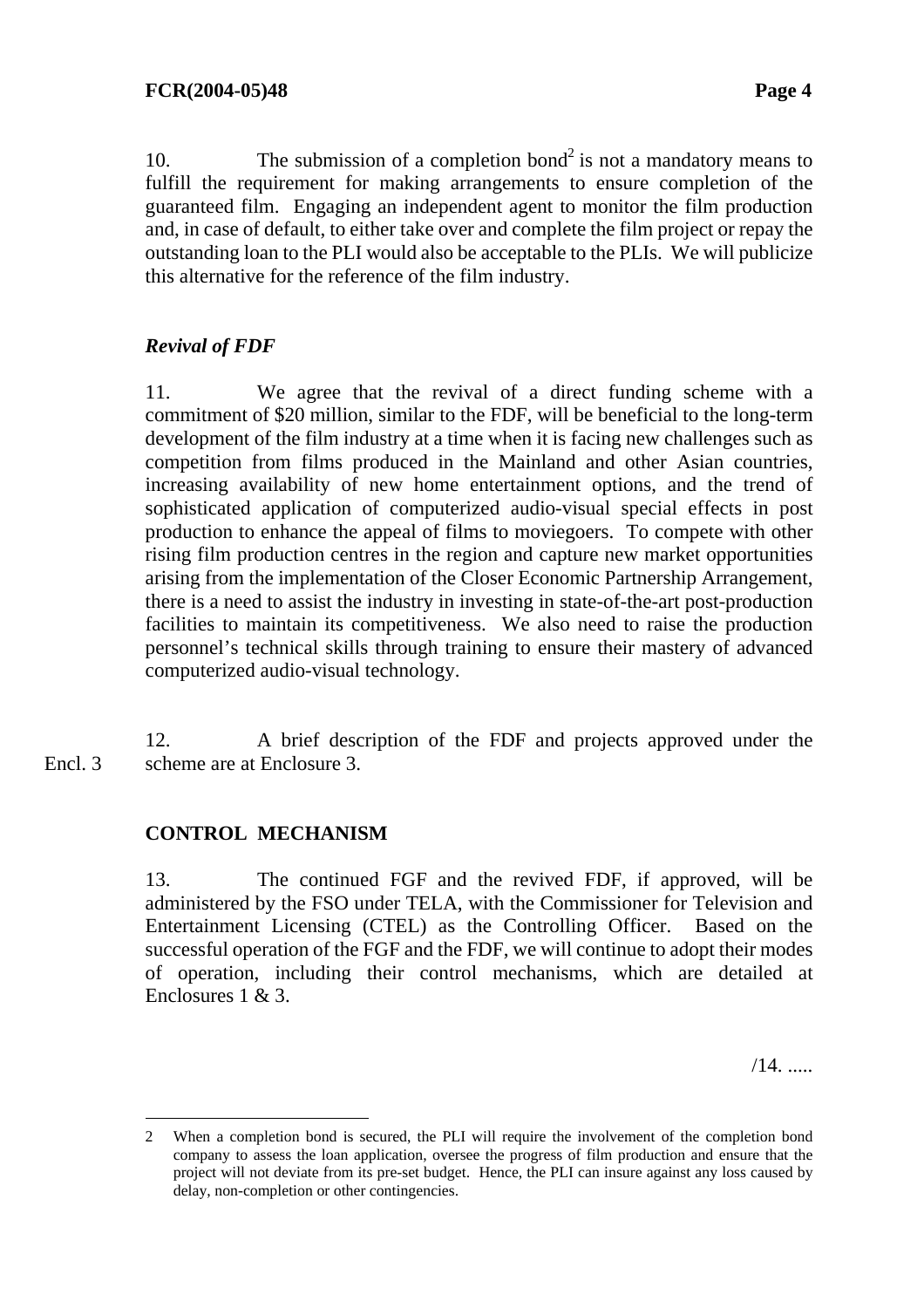10. The submission of a completion bond[2] is not a mandatory means to fulfill the requirement for making arrangements to ensure completion of the guaranteed film. Engaging an independent agent to monitor the film production and, in case of default, to either take over and complete the film project or repay the outstanding loan to the PLI would also be acceptable to the PLIs. We will publicize this alternative for the reference of the film industry.

***Revival of FDF***

11. We agree that the revival of a direct funding scheme with a commitment of $20 million, similar to the FDF, will be beneficial to the long-term development of the film industry at a time when it is facing new challenges such as competition from films produced in the Mainland and other Asian countries, increasing availability of new home entertainment options, and the trend of sophisticated application of computerized audio-visual special effects in post production to enhance the appeal of films to moviegoers. To compete with other rising film production centres in the region and capture new market opportunities arising from the implementation of the Closer Economic Partnership Arrangement, there is a need to assist the industry in investing in state-of-the-art post-production facilities to maintain its competitiveness. We also need to raise the production personnel's technical skills through training to ensure their mastery of advanced computerized audio-visual technology.

Encl. 3

12. A brief description of the FDF and projects approved under the scheme are at Enclosure 3.

**CONTROL MECHANISM**

13. The continued FGF and the revived FDF, if approved, will be administered by the FSO under TELA, with the Commissioner for Television and Entertainment Licensing (CTEL) as the Controlling Officer. Based on the successful operation of the FGF and the FDF, we will continue to adopt their modes of operation, including their control mechanisms, which are detailed at Enclosures 1 & 3.

/14. .....

---

2 When a completion bond is secured, the PLI will require the involvement of the completion bond company to assess the loan application, oversee the progress of film production and ensure that the project will not deviate from its pre-set budget. Hence, the PLI can insure against any loss caused by delay, non-completion or other contingencies.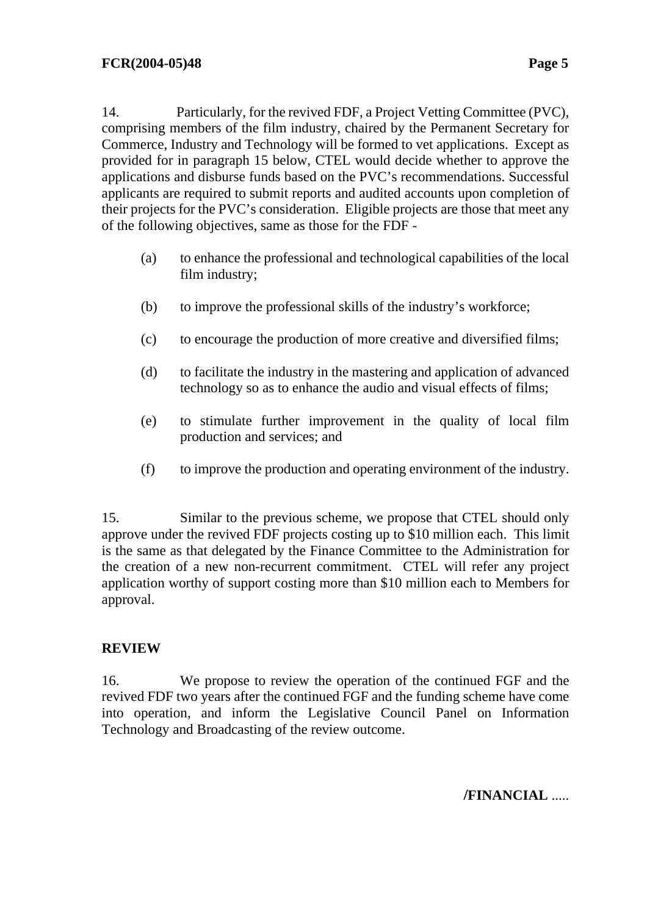14. Particularly, for the revived FDF, a Project Vetting Committee (PVC), comprising members of the film industry, chaired by the Permanent Secretary for Commerce, Industry and Technology will be formed to vet applications. Except as provided for in paragraph 15 below, CTEL would decide whether to approve the applications and disburse funds based on the PVC's recommendations. Successful applicants are required to submit reports and audited accounts upon completion of their projects for the PVC's consideration. Eligible projects are those that meet any of the following objectives, same as those for the FDF -

(a) to enhance the professional and technological capabilities of the local film industry;

(b) to improve the professional skills of the industry's workforce;

(c) to encourage the production of more creative and diversified films;

(d) to facilitate the industry in the mastering and application of advanced technology so as to enhance the audio and visual effects of films;

(e) to stimulate further improvement in the quality of local film production and services; and

(f) to improve the production and operating environment of the industry.

15. Similar to the previous scheme, we propose that CTEL should only approve under the revived FDF projects costing up to $10 million each. This limit is the same as that delegated by the Finance Committee to the Administration for the creation of a new non-recurrent commitment. CTEL will refer any project application worthy of support costing more than $10 million each to Members for approval.

## REVIEW

16. We propose to review the operation of the continued FGF and the revived FDF two years after the continued FGF and the funding scheme have come into operation, and inform the Legislative Council Panel on Information Technology and Broadcasting of the review outcome.

**/FINANCIAL** .....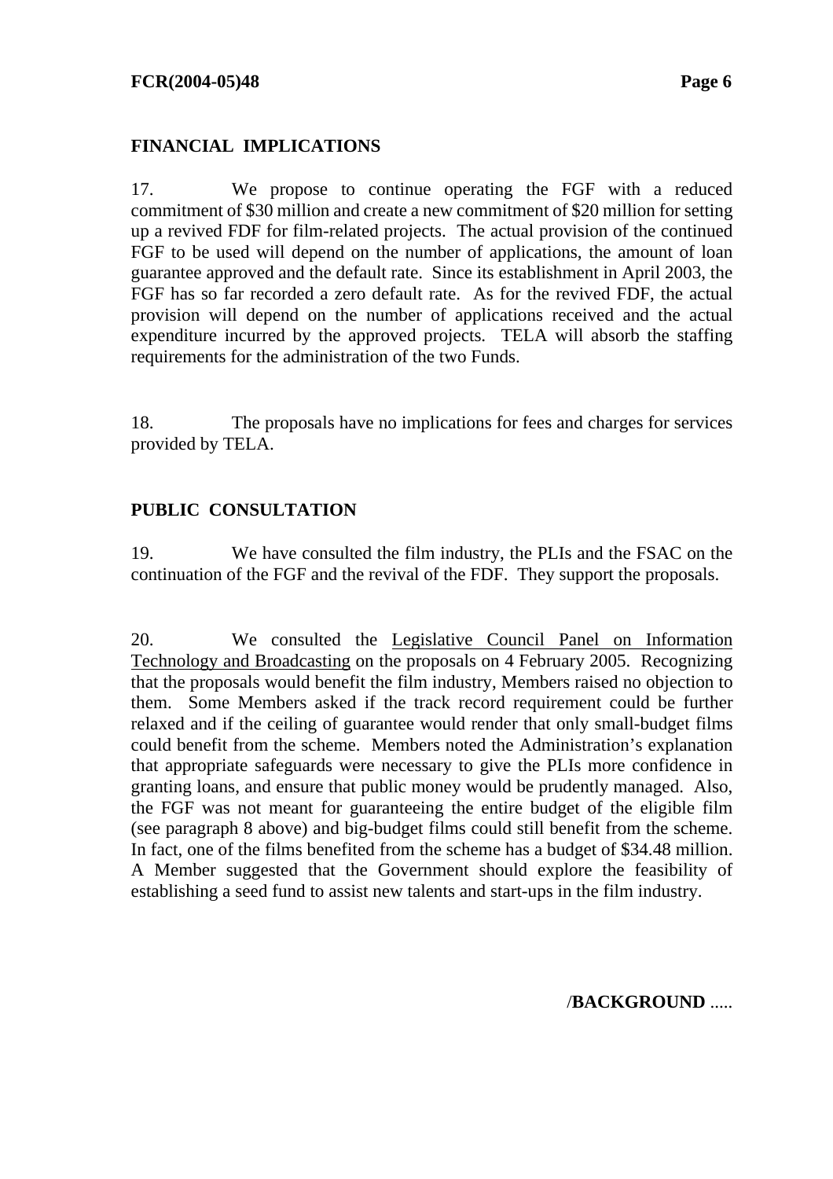## FINANCIAL IMPLICATIONS

17. We propose to continue operating the FGF with a reduced commitment of $30 million and create a new commitment of $20 million for setting up a revived FDF for film-related projects. The actual provision of the continued FGF to be used will depend on the number of applications, the amount of loan guarantee approved and the default rate. Since its establishment in April 2003, the FGF has so far recorded a zero default rate. As for the revived FDF, the actual provision will depend on the number of applications received and the actual expenditure incurred by the approved projects. TELA will absorb the staffing requirements for the administration of the two Funds.

18. The proposals have no implications for fees and charges for services provided by TELA.

## PUBLIC CONSULTATION

19. We have consulted the film industry, the PLIs and the FSAC on the continuation of the FGF and the revival of the FDF. They support the proposals.

20. We consulted the Legislative Council Panel on Information Technology and Broadcasting on the proposals on 4 February 2005. Recognizing that the proposals would benefit the film industry, Members raised no objection to them. Some Members asked if the track record requirement could be further relaxed and if the ceiling of guarantee would render that only small-budget films could benefit from the scheme. Members noted the Administration's explanation that appropriate safeguards were necessary to give the PLIs more confidence in granting loans, and ensure that public money would be prudently managed. Also, the FGF was not meant for guaranteeing the entire budget of the eligible film (see paragraph 8 above) and big-budget films could still benefit from the scheme. In fact, one of the films benefited from the scheme has a budget of $34.48 million. A Member suggested that the Government should explore the feasibility of establishing a seed fund to assist new talents and start-ups in the film industry.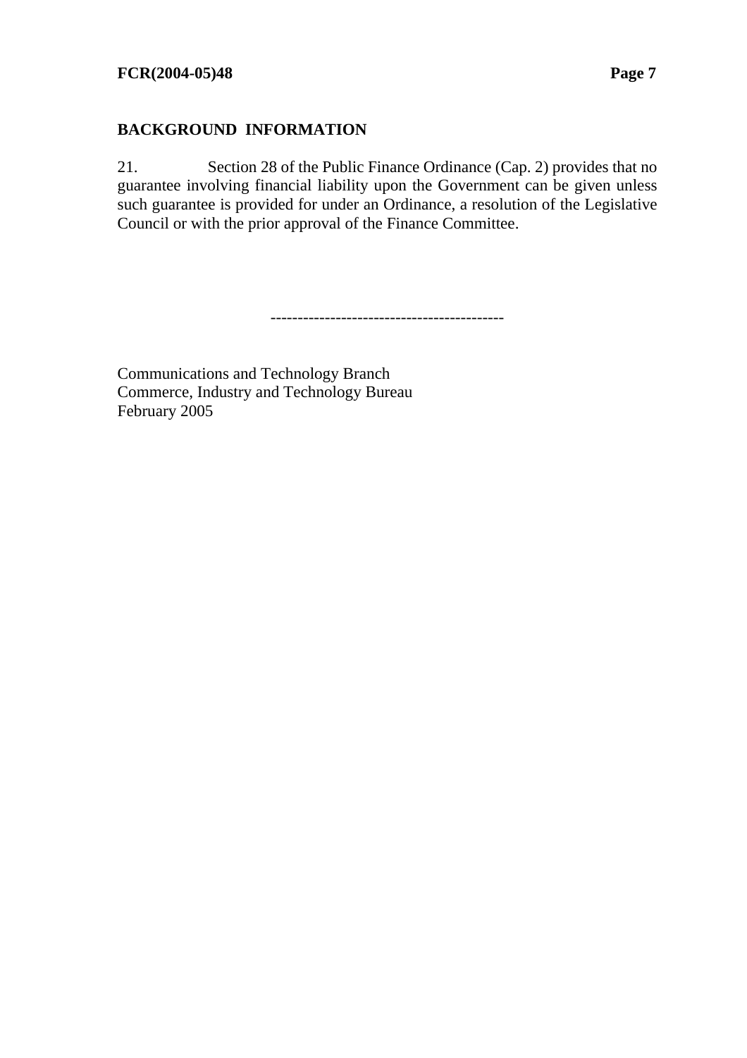## BACKGROUND INFORMATION

21. Section 28 of the Public Finance Ordinance (Cap. 2) provides that no guarantee involving financial liability upon the Government can be given unless such guarantee is provided for under an Ordinance, a resolution of the Legislative Council or with the prior approval of the Finance Committee.

------------------------------------------

Communications and Technology Branch
Commerce, Industry and Technology Bureau
February 2005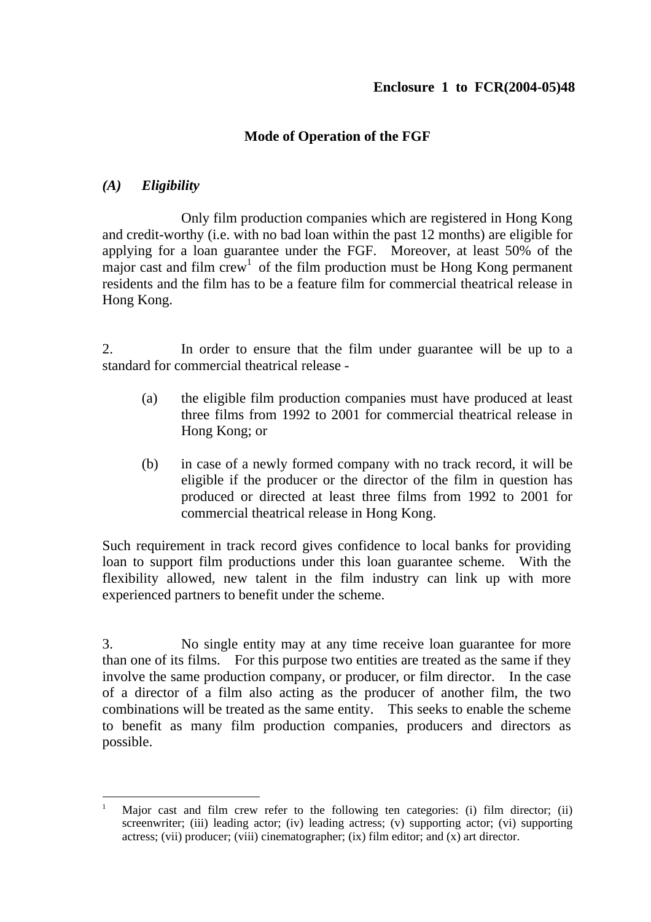**Enclosure 1 to FCR(2004-05)48**

## Mode of Operation of the FGF

### *(A) Eligibility*

Only film production companies which are registered in Hong Kong and credit-worthy (i.e. with no bad loan within the past 12 months) are eligible for applying for a loan guarantee under the FGF. Moreover, at least 50% of the major cast and film crew[1] of the film production must be Hong Kong permanent residents and the film has to be a feature film for commercial theatrical release in Hong Kong.

2. In order to ensure that the film under guarantee will be up to a standard for commercial theatrical release -

(a) the eligible film production companies must have produced at least three films from 1992 to 2001 for commercial theatrical release in Hong Kong; or

(b) in case of a newly formed company with no track record, it will be eligible if the producer or the director of the film in question has produced or directed at least three films from 1992 to 2001 for commercial theatrical release in Hong Kong.

Such requirement in track record gives confidence to local banks for providing loan to support film productions under this loan guarantee scheme. With the flexibility allowed, new talent in the film industry can link up with more experienced partners to benefit under the scheme.

3. No single entity may at any time receive loan guarantee for more than one of its films. For this purpose two entities are treated as the same if they involve the same production company, or producer, or film director. In the case of a director of a film also acting as the producer of another film, the two combinations will be treated as the same entity. This seeks to enable the scheme to benefit as many film production companies, producers and directors as possible.

---

[1] Major cast and film crew refer to the following ten categories: (i) film director; (ii) screenwriter; (iii) leading actor; (iv) leading actress; (v) supporting actor; (vi) supporting actress; (vii) producer; (viii) cinematographer; (ix) film editor; and (x) art director.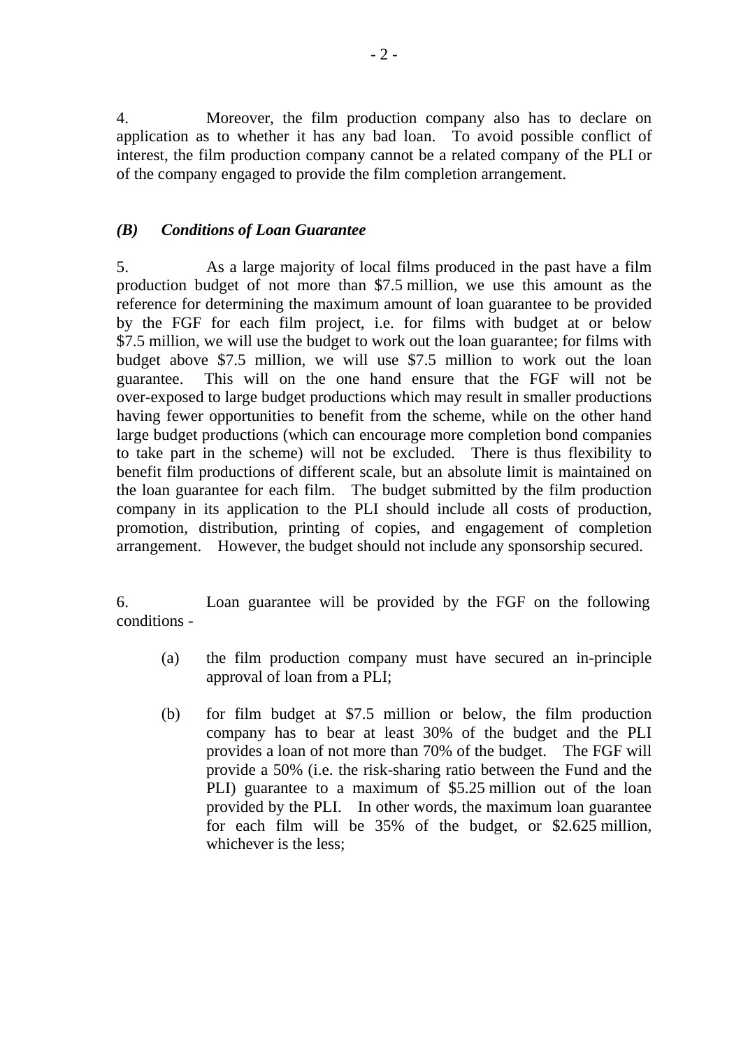4. Moreover, the film production company also has to declare on application as to whether it has any bad loan. To avoid possible conflict of interest, the film production company cannot be a related company of the PLI or of the company engaged to provide the film completion arrangement.

### *(B) Conditions of Loan Guarantee*

5. As a large majority of local films produced in the past have a film production budget of not more than $7.5 million, we use this amount as the reference for determining the maximum amount of loan guarantee to be provided by the FGF for each film project, i.e. for films with budget at or below $7.5 million, we will use the budget to work out the loan guarantee; for films with budget above $7.5 million, we will use $7.5 million to work out the loan guarantee. This will on the one hand ensure that the FGF will not be over-exposed to large budget productions which may result in smaller productions having fewer opportunities to benefit from the scheme, while on the other hand large budget productions (which can encourage more completion bond companies to take part in the scheme) will not be excluded. There is thus flexibility to benefit film productions of different scale, but an absolute limit is maintained on the loan guarantee for each film. The budget submitted by the film production company in its application to the PLI should include all costs of production, promotion, distribution, printing of copies, and engagement of completion arrangement. However, the budget should not include any sponsorship secured.

6. Loan guarantee will be provided by the FGF on the following conditions -

(a) the film production company must have secured an in-principle approval of loan from a PLI;

(b) for film budget at $7.5 million or below, the film production company has to bear at least 30% of the budget and the PLI provides a loan of not more than 70% of the budget. The FGF will provide a 50% (i.e. the risk-sharing ratio between the Fund and the PLI) guarantee to a maximum of $5.25 million out of the loan provided by the PLI. In other words, the maximum loan guarantee for each film will be 35% of the budget, or $2.625 million, whichever is the less;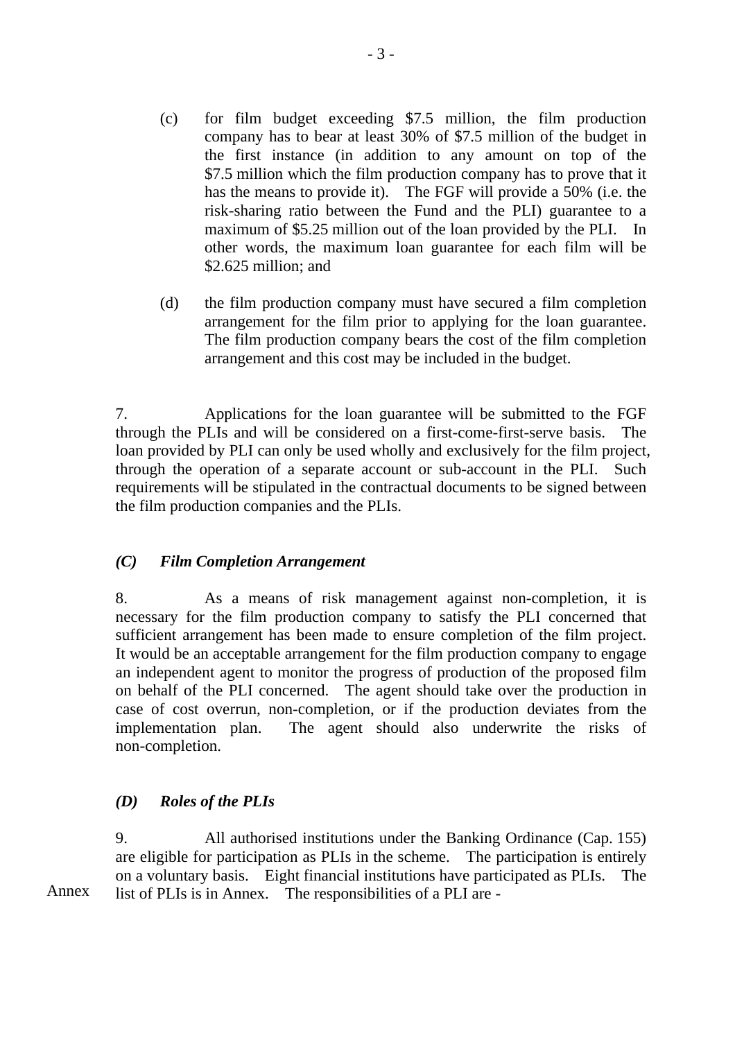(c) for film budget exceeding $7.5 million, the film production company has to bear at least 30% of $7.5 million of the budget in the first instance (in addition to any amount on top of the $7.5 million which the film production company has to prove that it has the means to provide it). The FGF will provide a 50% (i.e. the risk-sharing ratio between the Fund and the PLI) guarantee to a maximum of $5.25 million out of the loan provided by the PLI. In other words, the maximum loan guarantee for each film will be $2.625 million; and

(d) the film production company must have secured a film completion arrangement for the film prior to applying for the loan guarantee. The film production company bears the cost of the film completion arrangement and this cost may be included in the budget.

7. Applications for the loan guarantee will be submitted to the FGF through the PLIs and will be considered on a first-come-first-serve basis. The loan provided by PLI can only be used wholly and exclusively for the film project, through the operation of a separate account or sub-account in the PLI. Such requirements will be stipulated in the contractual documents to be signed between the film production companies and the PLIs.

### *(C) Film Completion Arrangement*

8. As a means of risk management against non-completion, it is necessary for the film production company to satisfy the PLI concerned that sufficient arrangement has been made to ensure completion of the film project. It would be an acceptable arrangement for the film production company to engage an independent agent to monitor the progress of production of the proposed film on behalf of the PLI concerned. The agent should take over the production in case of cost overrun, non-completion, or if the production deviates from the implementation plan. The agent should also underwrite the risks of non-completion.

### *(D) Roles of the PLIs*

9. All authorised institutions under the Banking Ordinance (Cap. 155) are eligible for participation as PLIs in the scheme. The participation is entirely on a voluntary basis. Eight financial institutions have participated as PLIs. The list of PLIs is in Annex. The responsibilities of a PLI are -

Annex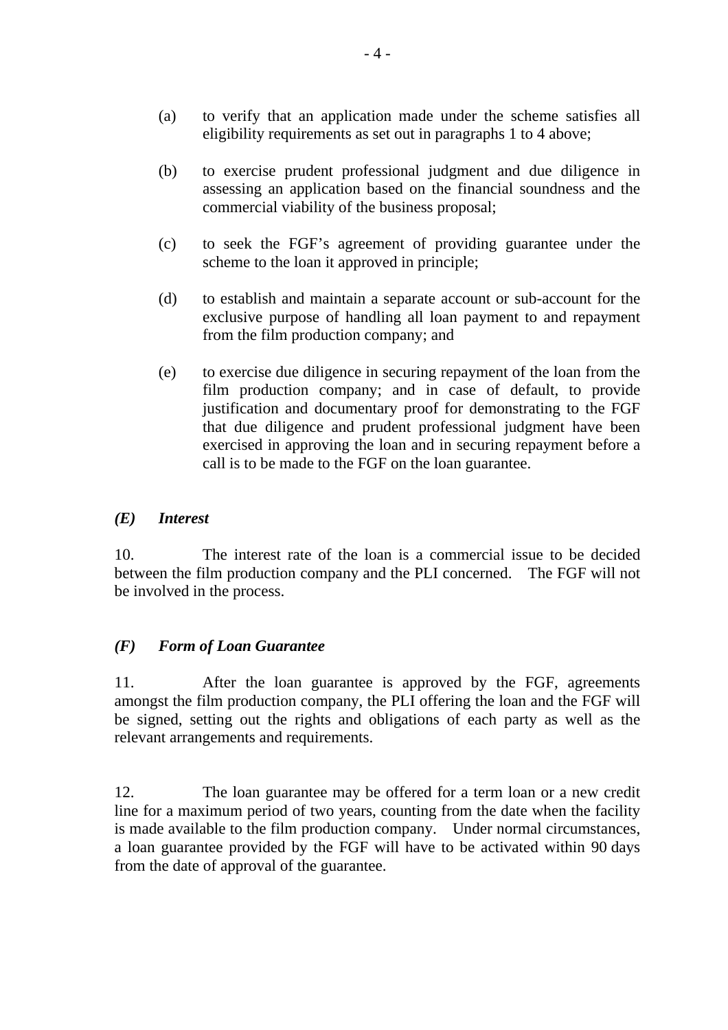(a) to verify that an application made under the scheme satisfies all eligibility requirements as set out in paragraphs 1 to 4 above;

(b) to exercise prudent professional judgment and due diligence in assessing an application based on the financial soundness and the commercial viability of the business proposal;

(c) to seek the FGF's agreement of providing guarantee under the scheme to the loan it approved in principle;

(d) to establish and maintain a separate account or sub-account for the exclusive purpose of handling all loan payment to and repayment from the film production company; and

(e) to exercise due diligence in securing repayment of the loan from the film production company; and in case of default, to provide justification and documentary proof for demonstrating to the FGF that due diligence and prudent professional judgment have been exercised in approving the loan and in securing repayment before a call is to be made to the FGF on the loan guarantee.

### *(E) Interest*

10. The interest rate of the loan is a commercial issue to be decided between the film production company and the PLI concerned. The FGF will not be involved in the process.

### *(F) Form of Loan Guarantee*

11. After the loan guarantee is approved by the FGF, agreements amongst the film production company, the PLI offering the loan and the FGF will be signed, setting out the rights and obligations of each party as well as the relevant arrangements and requirements.

12. The loan guarantee may be offered for a term loan or a new credit line for a maximum period of two years, counting from the date when the facility is made available to the film production company. Under normal circumstances, a loan guarantee provided by the FGF will have to be activated within 90 days from the date of approval of the guarantee.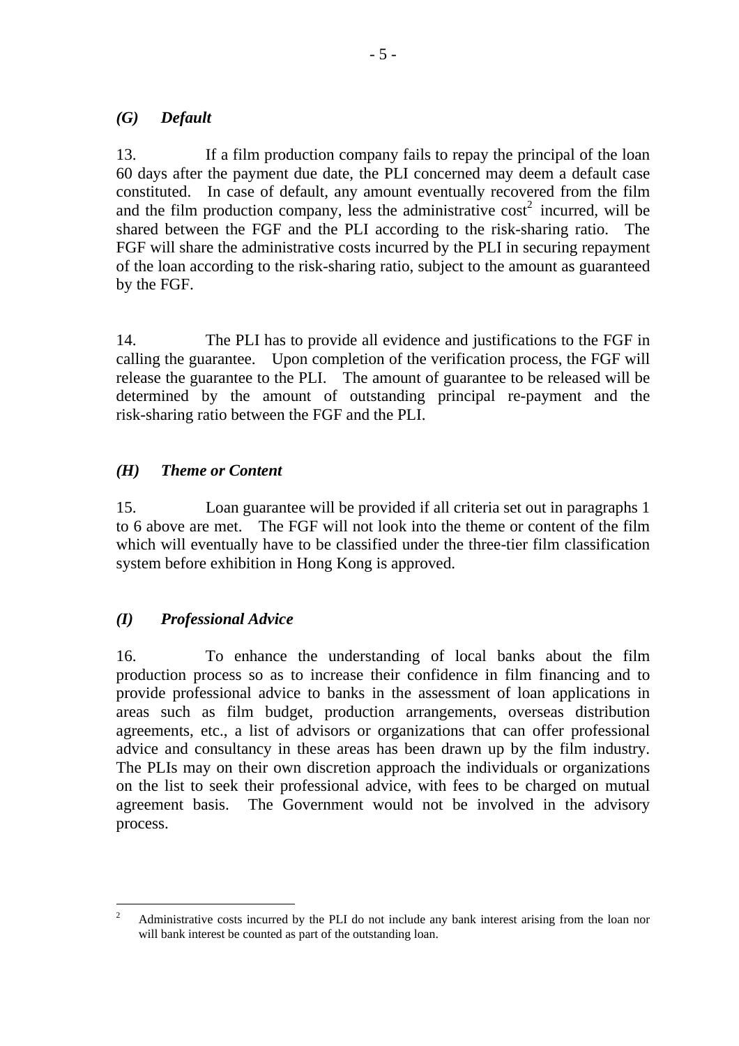### *(G) Default*

13. If a film production company fails to repay the principal of the loan 60 days after the payment due date, the PLI concerned may deem a default case constituted. In case of default, any amount eventually recovered from the film and the film production company, less the administrative cost[2] incurred, will be shared between the FGF and the PLI according to the risk-sharing ratio. The FGF will share the administrative costs incurred by the PLI in securing repayment of the loan according to the risk-sharing ratio, subject to the amount as guaranteed by the FGF.

14. The PLI has to provide all evidence and justifications to the FGF in calling the guarantee. Upon completion of the verification process, the FGF will release the guarantee to the PLI. The amount of guarantee to be released will be determined by the amount of outstanding principal re-payment and the risk-sharing ratio between the FGF and the PLI.

### *(H) Theme or Content*

15. Loan guarantee will be provided if all criteria set out in paragraphs 1 to 6 above are met. The FGF will not look into the theme or content of the film which will eventually have to be classified under the three-tier film classification system before exhibition in Hong Kong is approved.

### *(I) Professional Advice*

16. To enhance the understanding of local banks about the film production process so as to increase their confidence in film financing and to provide professional advice to banks in the assessment of loan applications in areas such as film budget, production arrangements, overseas distribution agreements, etc., a list of advisors or organizations that can offer professional advice and consultancy in these areas has been drawn up by the film industry. The PLIs may on their own discretion approach the individuals or organizations on the list to seek their professional advice, with fees to be charged on mutual agreement basis. The Government would not be involved in the advisory process.

---

[2] Administrative costs incurred by the PLI do not include any bank interest arising from the loan nor will bank interest be counted as part of the outstanding loan.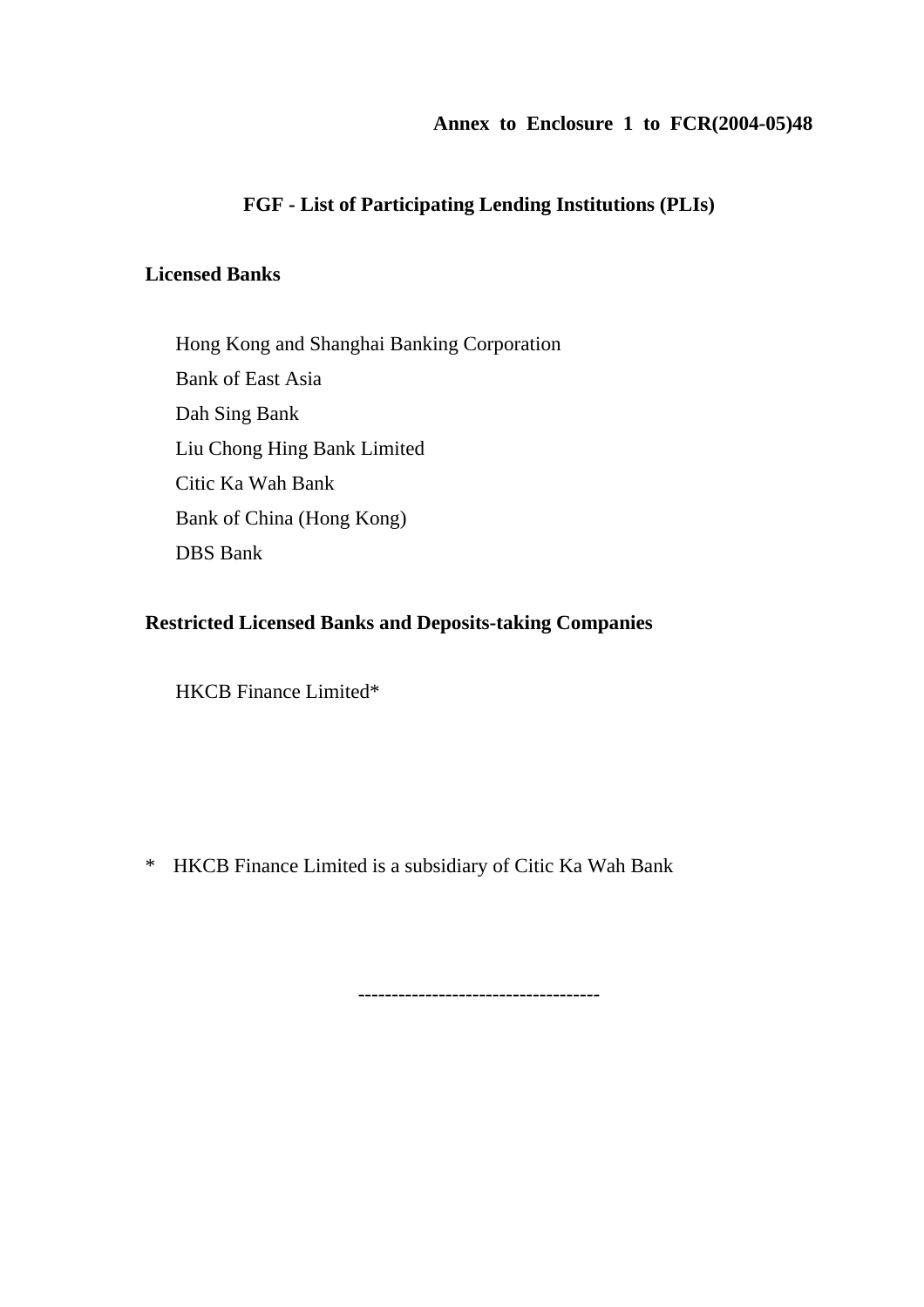**Annex to Enclosure 1 to FCR(2004-05)48**

# FGF - List of Participating Lending Institutions (PLIs)

## Licensed Banks

Hong Kong and Shanghai Banking Corporation
Bank of East Asia
Dah Sing Bank
Liu Chong Hing Bank Limited
Citic Ka Wah Bank
Bank of China (Hong Kong)
DBS Bank

## Restricted Licensed Banks and Deposits-taking Companies

HKCB Finance Limited*

\* HKCB Finance Limited is a subsidiary of Citic Ka Wah Bank

-----------------------------------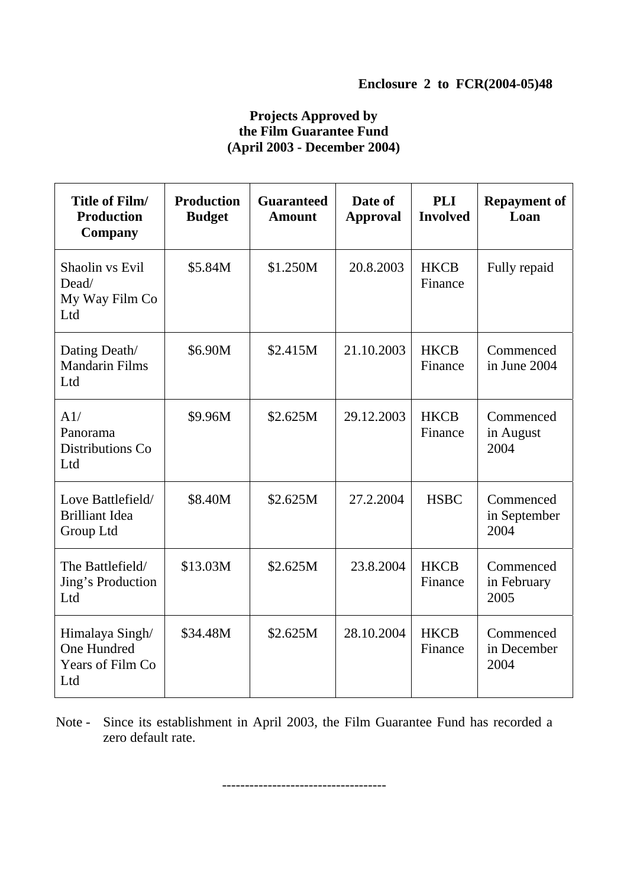**Enclosure 2 to FCR(2004-05)48**

# Projects Approved by the Film Guarantee Fund (April 2003 - December 2004)

| Title of Film/ Production Company | Production Budget | Guaranteed Amount | Date of Approval | PLI Involved | Repayment of Loan |
|---|---|---|---|---|---|
| Shaolin vs Evil Dead/ My Way Film Co Ltd | \$5.84M | \$1.250M | 20.8.2003 | HKCB Finance | Fully repaid |
| Dating Death/ Mandarin Films Ltd | \$6.90M | \$2.415M | 21.10.2003 | HKCB Finance | Commenced in June 2004 |
| A1/ Panorama Distributions Co Ltd | \$9.96M | \$2.625M | 29.12.2003 | HKCB Finance | Commenced in August 2004 |
| Love Battlefield/ Brilliant Idea Group Ltd | \$8.40M | \$2.625M | 27.2.2004 | HSBC | Commenced in September 2004 |
| The Battlefield/ Jing's Production Ltd | \$13.03M | \$2.625M | 23.8.2004 | HKCB Finance | Commenced in February 2005 |
| Himalaya Singh/ One Hundred Years of Film Co Ltd | \$34.48M | \$2.625M | 28.10.2004 | HKCB Finance | Commenced in December 2004 |

Note - Since its establishment in April 2003, the Film Guarantee Fund has recorded a zero default rate.

-----------------------------------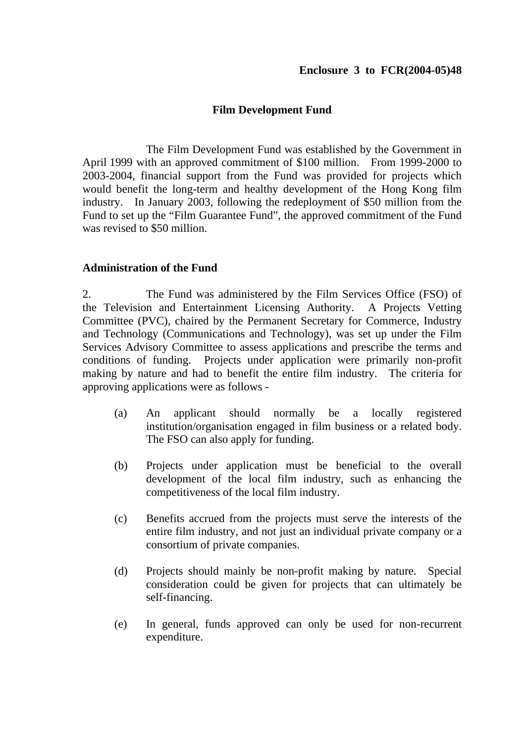**Enclosure 3 to FCR(2004-05)48**

# Film Development Fund

The Film Development Fund was established by the Government in April 1999 with an approved commitment of $100 million. From 1999-2000 to 2003-2004, financial support from the Fund was provided for projects which would benefit the long-term and healthy development of the Hong Kong film industry. In January 2003, following the redeployment of $50 million from the Fund to set up the "Film Guarantee Fund", the approved commitment of the Fund was revised to $50 million.

## Administration of the Fund

2. The Fund was administered by the Film Services Office (FSO) of the Television and Entertainment Licensing Authority. A Projects Vetting Committee (PVC), chaired by the Permanent Secretary for Commerce, Industry and Technology (Communications and Technology), was set up under the Film Services Advisory Committee to assess applications and prescribe the terms and conditions of funding. Projects under application were primarily non-profit making by nature and had to benefit the entire film industry. The criteria for approving applications were as follows -

(a) An applicant should normally be a locally registered institution/organisation engaged in film business or a related body. The FSO can also apply for funding.

(b) Projects under application must be beneficial to the overall development of the local film industry, such as enhancing the competitiveness of the local film industry.

(c) Benefits accrued from the projects must serve the interests of the entire film industry, and not just an individual private company or a consortium of private companies.

(d) Projects should mainly be non-profit making by nature. Special consideration could be given for projects that can ultimately be self-financing.

(e) In general, funds approved can only be used for non-recurrent expenditure.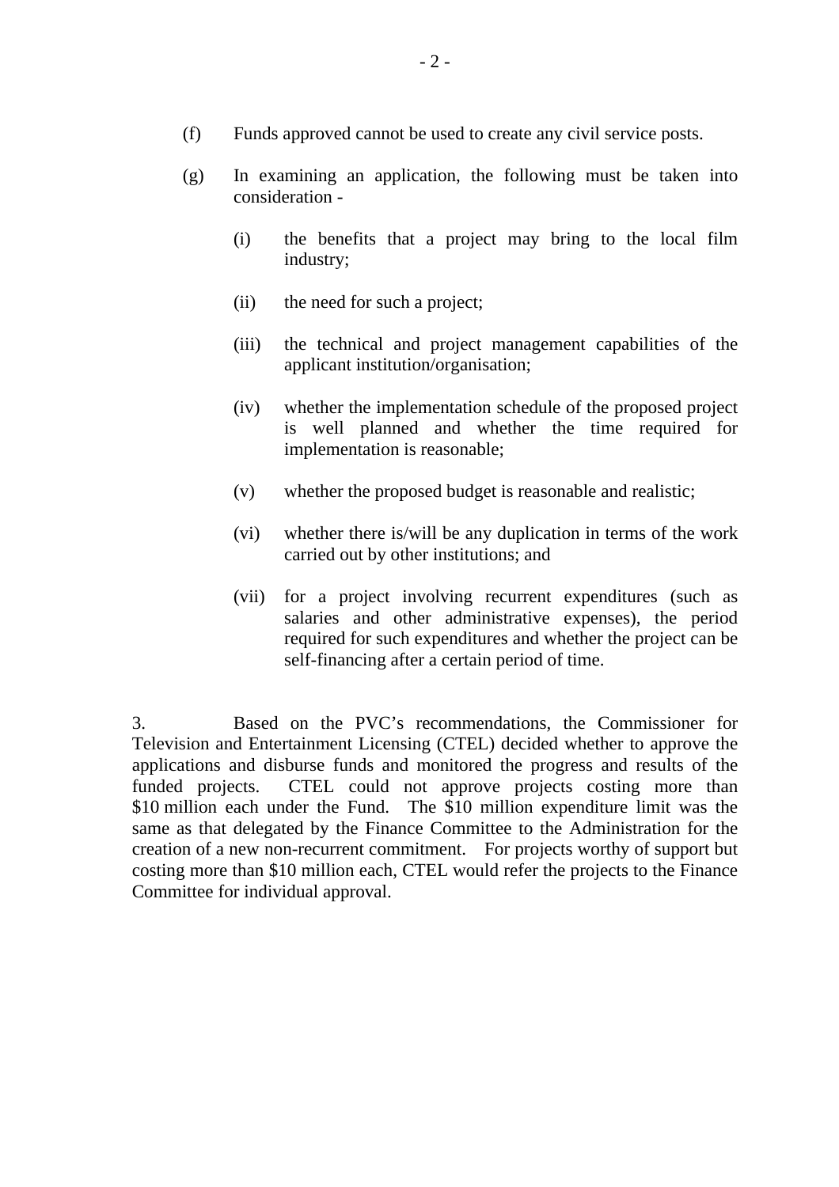(f) Funds approved cannot be used to create any civil service posts.

(g) In examining an application, the following must be taken into consideration -

  (i) the benefits that a project may bring to the local film industry;

  (ii) the need for such a project;

  (iii) the technical and project management capabilities of the applicant institution/organisation;

  (iv) whether the implementation schedule of the proposed project is well planned and whether the time required for implementation is reasonable;

  (v) whether the proposed budget is reasonable and realistic;

  (vi) whether there is/will be any duplication in terms of the work carried out by other institutions; and

  (vii) for a project involving recurrent expenditures (such as salaries and other administrative expenses), the period required for such expenditures and whether the project can be self-financing after a certain period of time.

3. Based on the PVC's recommendations, the Commissioner for Television and Entertainment Licensing (CTEL) decided whether to approve the applications and disburse funds and monitored the progress and results of the funded projects. CTEL could not approve projects costing more than $10 million each under the Fund. The $10 million expenditure limit was the same as that delegated by the Finance Committee to the Administration for the creation of a new non-recurrent commitment. For projects worthy of support but costing more than $10 million each, CTEL would refer the projects to the Finance Committee for individual approval.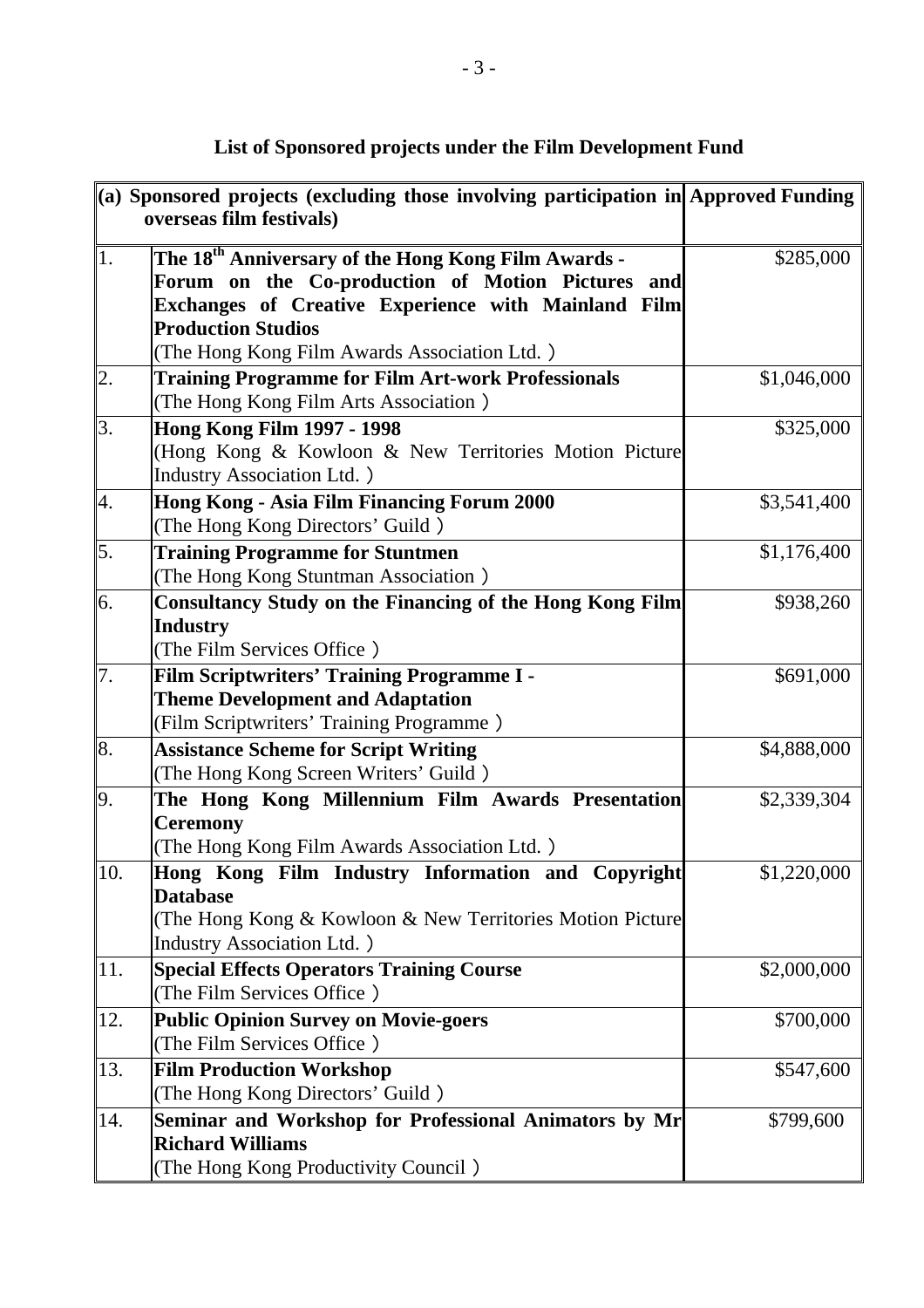## List of Sponsored projects under the Film Development Fund

| | (a) Sponsored projects (excluding those involving participation in overseas film festivals) | Approved Funding |
|---|---|---|
| 1. | **The 18th Anniversary of the Hong Kong Film Awards - Forum on the Co-production of Motion Pictures and Exchanges of Creative Experience with Mainland Film Production Studios**<br>(The Hong Kong Film Awards Association Ltd. ) | \$285,000 |
| 2. | **Training Programme for Film Art-work Professionals**<br>(The Hong Kong Film Arts Association ) | \$1,046,000 |
| 3. | **Hong Kong Film 1997 - 1998**<br>(Hong Kong & Kowloon & New Territories Motion Picture Industry Association Ltd. ) | \$325,000 |
| 4. | **Hong Kong - Asia Film Financing Forum 2000**<br>(The Hong Kong Directors' Guild ) | \$3,541,400 |
| 5. | **Training Programme for Stuntmen**<br>(The Hong Kong Stuntman Association ) | \$1,176,400 |
| 6. | **Consultancy Study on the Financing of the Hong Kong Film Industry**<br>(The Film Services Office ) | \$938,260 |
| 7. | **Film Scriptwriters' Training Programme I - Theme Development and Adaptation**<br>(Film Scriptwriters' Training Programme ) | \$691,000 |
| 8. | **Assistance Scheme for Script Writing**<br>(The Hong Kong Screen Writers' Guild ) | \$4,888,000 |
| 9. | **The Hong Kong Millennium Film Awards Presentation Ceremony**<br>(The Hong Kong Film Awards Association Ltd. ) | \$2,339,304 |
| 10. | **Hong Kong Film Industry Information and Copyright Database**<br>(The Hong Kong & Kowloon & New Territories Motion Picture Industry Association Ltd. ) | \$1,220,000 |
| 11. | **Special Effects Operators Training Course**<br>(The Film Services Office ) | \$2,000,000 |
| 12. | **Public Opinion Survey on Movie-goers**<br>(The Film Services Office ) | \$700,000 |
| 13. | **Film Production Workshop**<br>(The Hong Kong Directors' Guild ) | \$547,600 |
| 14. | **Seminar and Workshop for Professional Animators by Mr Richard Williams**<br>(The Hong Kong Productivity Council ) | \$799,600 |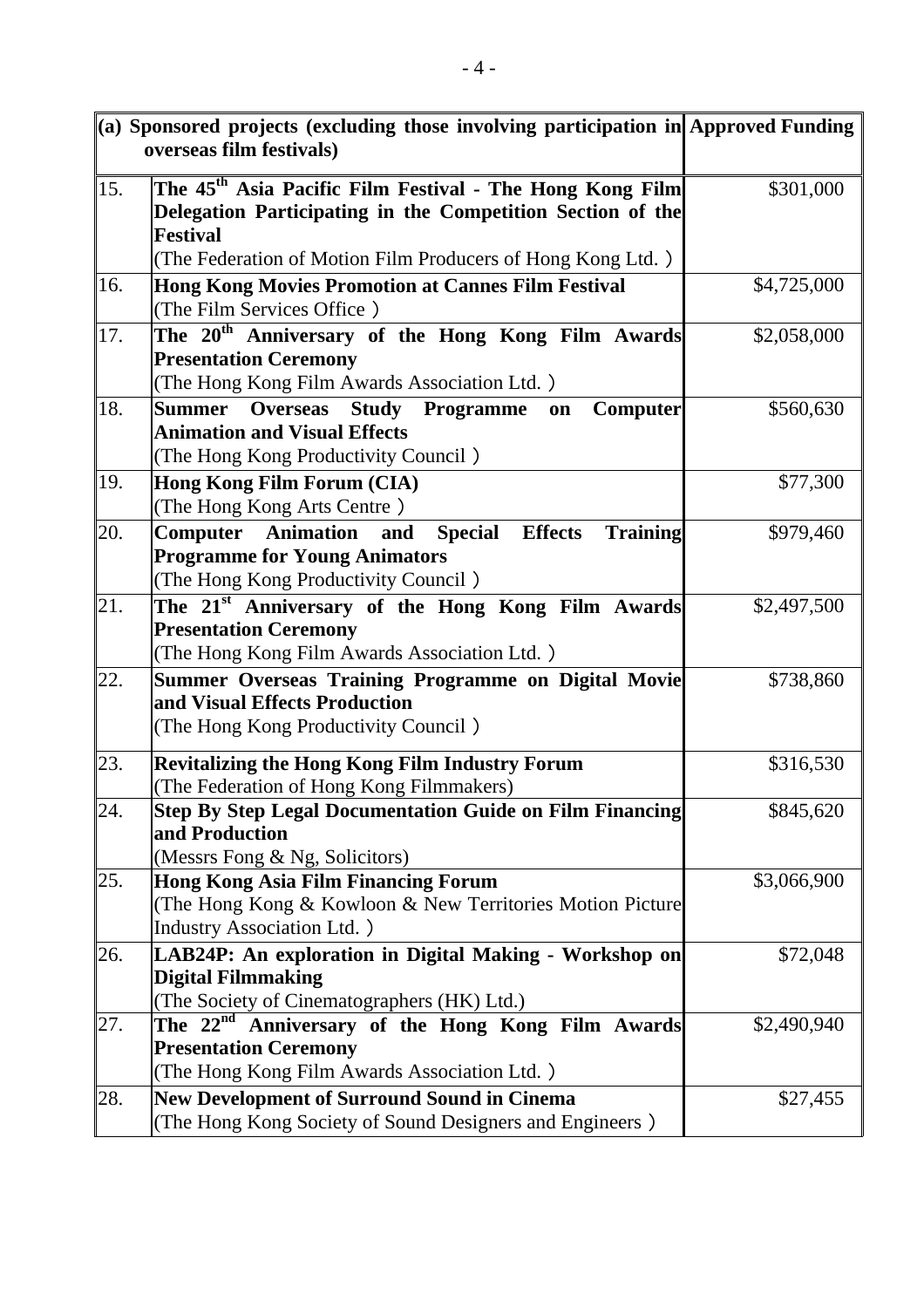| | (a) Sponsored projects (excluding those involving participation in overseas film festivals) | Approved Funding |
|---|---|---|
| 15. | **The 45th Asia Pacific Film Festival - The Hong Kong Film Delegation Participating in the Competition Section of the Festival**<br>(The Federation of Motion Film Producers of Hong Kong Ltd. ) | \$301,000 |
| 16. | **Hong Kong Movies Promotion at Cannes Film Festival**<br>(The Film Services Office ) | \$4,725,000 |
| 17. | **The 20th Anniversary of the Hong Kong Film Awards Presentation Ceremony**<br>(The Hong Kong Film Awards Association Ltd. ) | \$2,058,000 |
| 18. | **Summer Overseas Study Programme on Computer Animation and Visual Effects**<br>(The Hong Kong Productivity Council ) | \$560,630 |
| 19. | **Hong Kong Film Forum (CIA)**<br>(The Hong Kong Arts Centre ) | \$77,300 |
| 20. | **Computer Animation and Special Effects Training Programme for Young Animators**<br>(The Hong Kong Productivity Council ) | \$979,460 |
| 21. | **The 21st Anniversary of the Hong Kong Film Awards Presentation Ceremony**<br>(The Hong Kong Film Awards Association Ltd. ) | \$2,497,500 |
| 22. | **Summer Overseas Training Programme on Digital Movie and Visual Effects Production**<br>(The Hong Kong Productivity Council ) | \$738,860 |
| 23. | **Revitalizing the Hong Kong Film Industry Forum**<br>(The Federation of Hong Kong Filmmakers) | \$316,530 |
| 24. | **Step By Step Legal Documentation Guide on Film Financing and Production**<br>(Messrs Fong & Ng, Solicitors) | \$845,620 |
| 25. | **Hong Kong Asia Film Financing Forum**<br>(The Hong Kong & Kowloon & New Territories Motion Picture Industry Association Ltd. ) | \$3,066,900 |
| 26. | **LAB24P: An exploration in Digital Making - Workshop on Digital Filmmaking**<br>(The Society of Cinematographers (HK) Ltd.) | \$72,048 |
| 27. | **The 22nd Anniversary of the Hong Kong Film Awards Presentation Ceremony**<br>(The Hong Kong Film Awards Association Ltd. ) | \$2,490,940 |
| 28. | **New Development of Surround Sound in Cinema**<br>(The Hong Kong Society of Sound Designers and Engineers ) | \$27,455 |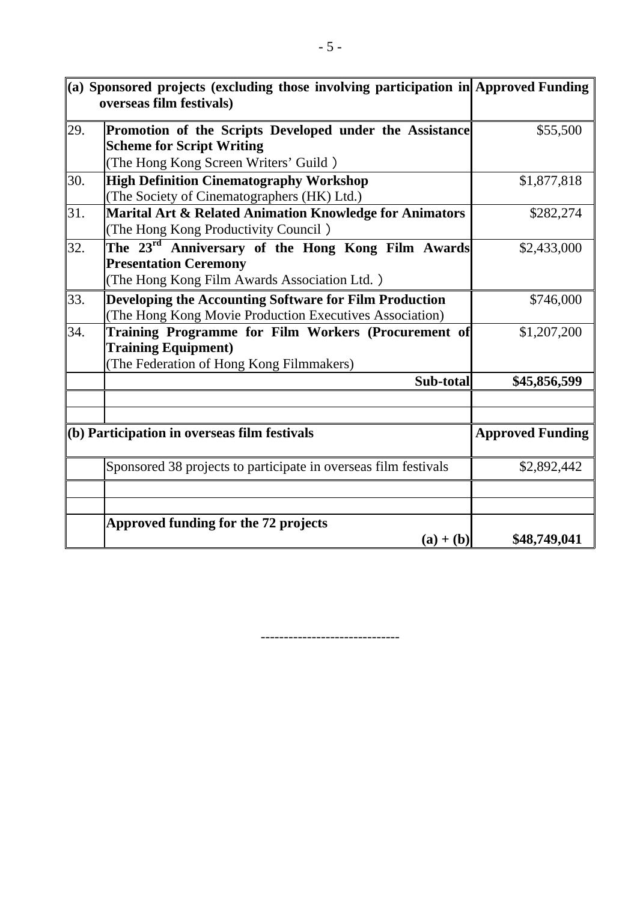| | (a) Sponsored projects (excluding those involving participation in overseas film festivals) | Approved Funding |
|---|---|---|
| 29. | **Promotion of the Scripts Developed under the Assistance Scheme for Script Writing**<br>(The Hong Kong Screen Writers' Guild ) | $55,500 |
| 30. | **High Definition Cinematography Workshop**<br>(The Society of Cinematographers (HK) Ltd.) | $1,877,818 |
| 31. | **Marital Art & Related Animation Knowledge for Animators**<br>(The Hong Kong Productivity Council ) | $282,274 |
| 32. | **The 23rd Anniversary of the Hong Kong Film Awards Presentation Ceremony**<br>(The Hong Kong Film Awards Association Ltd. ) | $2,433,000 |
| 33. | **Developing the Accounting Software for Film Production**<br>(The Hong Kong Movie Production Executives Association) | $746,000 |
| 34. | **Training Programme for Film Workers (Procurement of Training Equipment)**<br>(The Federation of Hong Kong Filmmakers) | $1,207,200 |
| | **Sub-total** | **$45,856,599** |
| | | |
| | | |
| | **(b) Participation in overseas film festivals** | **Approved Funding** |
| | Sponsored 38 projects to participate in overseas film festivals | $2,892,442 |
| | | |
| | | |
| | **Approved funding for the 72 projects (a) + (b)** | **$48,749,041** |

-----------------------------